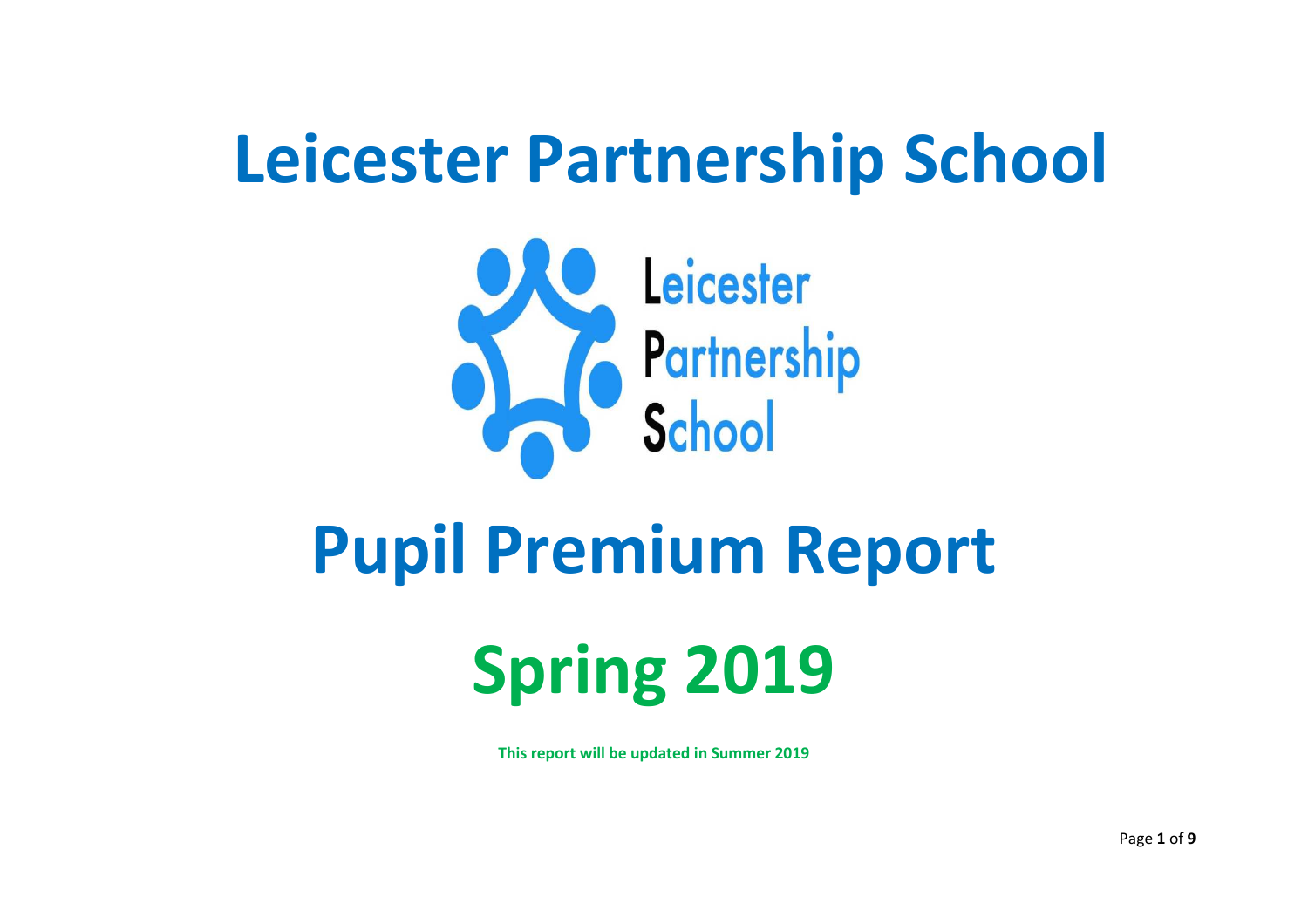# Leicester Partnership School

Leicester Partnership School

# Pupil Premium Report

# Spring 2019

**This report will be updated in Summer 2019**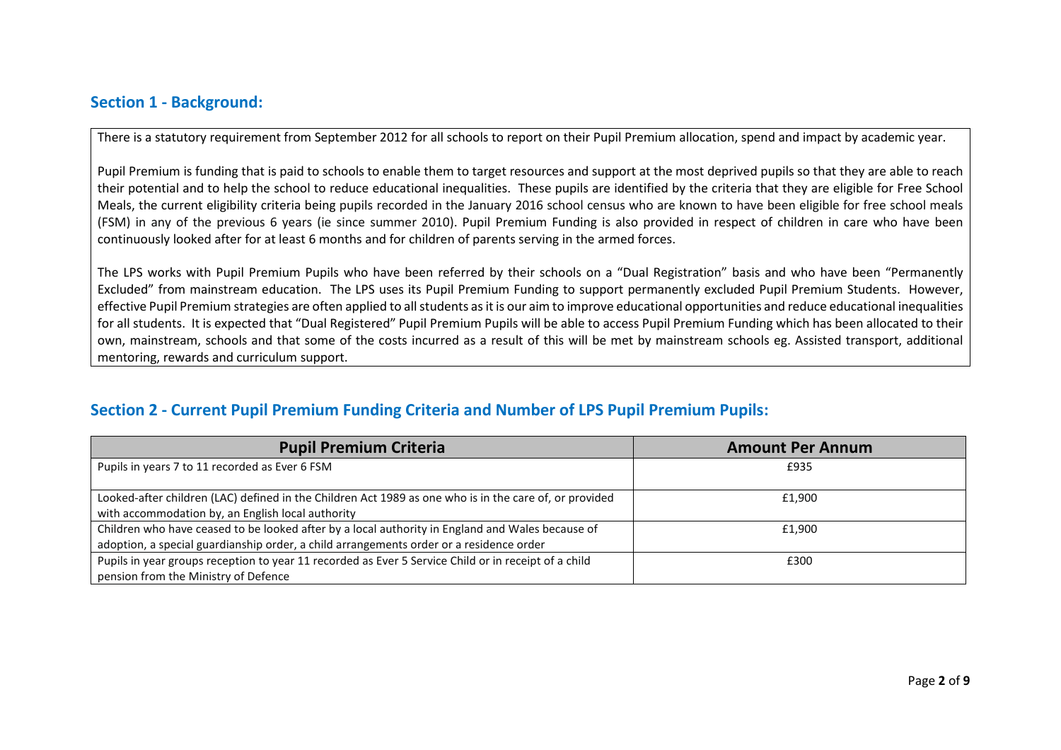## Section 1 - Background:

There is a statutory requirement from September 2012 for all schools to report on their Pupil Premium allocation, spend and impact by academic year.

Pupil Premium is funding that is paid to schools to enable them to target resources and support at the most deprived pupils so that they are able to reach their potential and to help the school to reduce educational inequalities. These pupils are identified by the criteria that they are eligible for Free School Meals, the current eligibility criteria being pupils recorded in the January 2016 school census who are known to have been eligible for free school meals (FSM) in any of the previous 6 years (ie since summer 2010). Pupil Premium Funding is also provided in respect of children in care who have been continuously looked after for at least 6 months and for children of parents serving in the armed forces.

The LPS works with Pupil Premium Pupils who have been referred by their schools on a "Dual Registration" basis and who have been "Permanently Excluded" from mainstream education. The LPS uses its Pupil Premium Funding to support permanently excluded Pupil Premium Students. However, effective Pupil Premium strategies are often applied to all students as it is our aim to improve educational opportunities and reduce educational inequalities for all students. It is expected that "Dual Registered" Pupil Premium Pupils will be able to access Pupil Premium Funding which has been allocated to their own, mainstream, schools and that some of the costs incurred as a result of this will be met by mainstream schools eg. Assisted transport, additional mentoring, rewards and curriculum support.

## Section 2 - Current Pupil Premium Funding Criteria and Number of LPS Pupil Premium Pupils:

| Pupil Premium Criteria | Amount Per Annum |
| --- | --- |
| Pupils in years 7 to 11 recorded as Ever 6 FSM | £935 |
| Looked-after children (LAC) defined in the Children Act 1989 as one who is in the care of, or provided with accommodation by, an English local authority | £1,900 |
| Children who have ceased to be looked after by a local authority in England and Wales because of adoption, a special guardianship order, a child arrangements order or a residence order | £1,900 |
| Pupils in year groups reception to year 11 recorded as Ever 5 Service Child or in receipt of a child pension from the Ministry of Defence | £300 |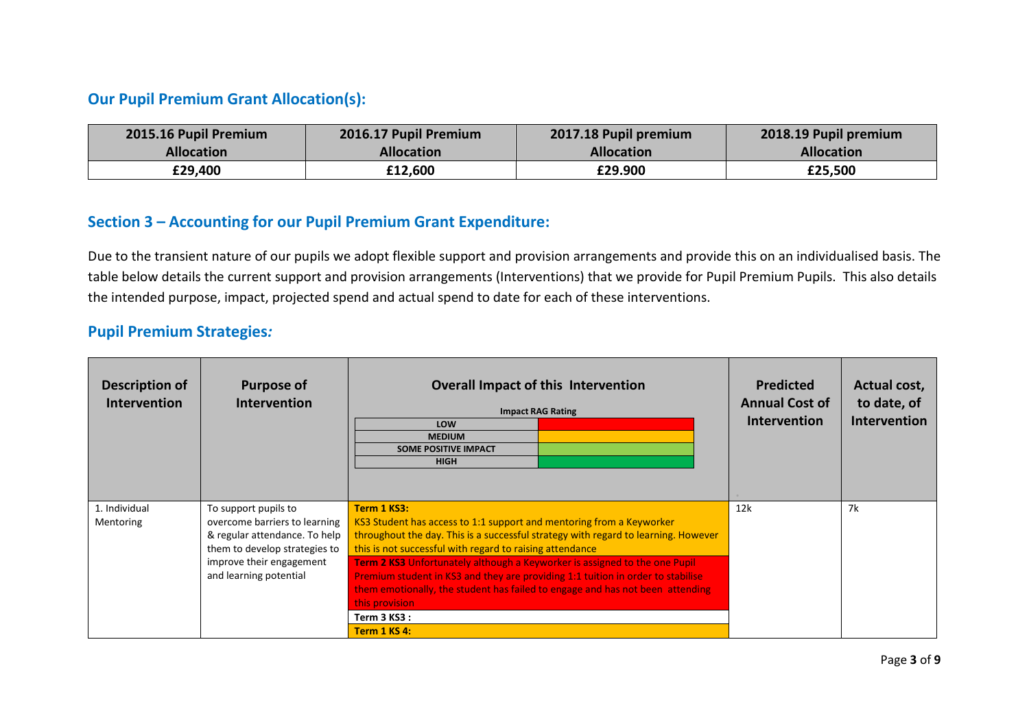## Our Pupil Premium Grant Allocation(s):

| 2015.16 Pupil Premium Allocation | 2016.17 Pupil Premium Allocation | 2017.18 Pupil premium Allocation | 2018.19 Pupil premium Allocation |
|---|---|---|---|
| **£29,400** | **£12,600** | **£29.900** | **£25,500** |

## Section 3 – Accounting for our Pupil Premium Grant Expenditure:

Due to the transient nature of our pupils we adopt flexible support and provision arrangements and provide this on an individualised basis. The table below details the current support and provision arrangements (Interventions) that we provide for Pupil Premium Pupils. This also details the intended purpose, impact, projected spend and actual spend to date for each of these interventions.

## Pupil Premium Strategies*:*

| Description of Intervention | Purpose of Intervention | Overall Impact of this Intervention<br>Impact RAG Rating: LOW / MEDIUM / SOME POSITIVE IMPACT / HIGH | Predicted Annual Cost of Intervention | Actual cost, to date, of Intervention |
|---|---|---|---|---|
| 1. Individual Mentoring | To support pupils to overcome barriers to learning & regular attendance. To help them to develop strategies to improve their engagement and learning potential | **Term 1 KS3:**<br>KS3 Student has access to 1:1 support and mentoring from a Keyworker throughout the day. This is a successful strategy with regard to learning. However this is not successful with regard to raising attendance<br>**Term 2 KS3** Unfortunately although a Keyworker is assigned to the one Pupil Premium student in KS3 and they are providing 1:1 tuition in order to stabilise them emotionally, the student has failed to engage and has not been attending this provision<br>**Term 3 KS3 :**<br>**Term 1 KS 4:** | 12k | 7k |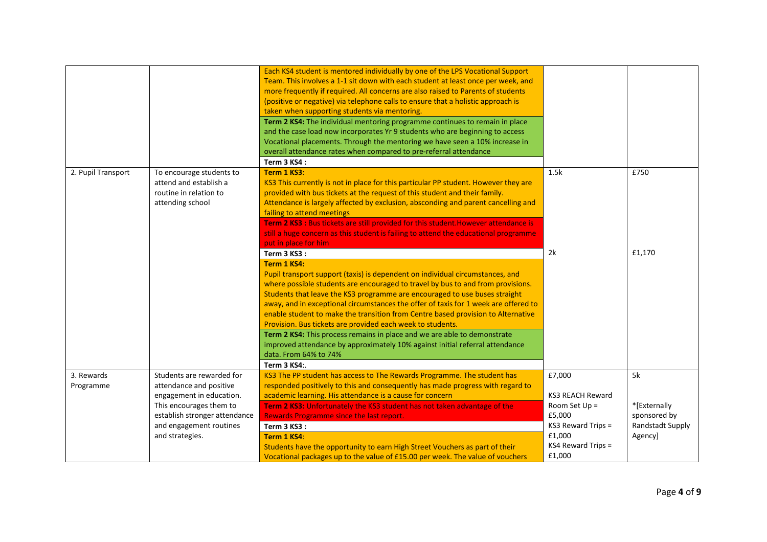| | | | | |
|---|---|---|---|---|
| | | Each KS4 student is mentored individually by one of the LPS Vocational Support Team. This involves a 1-1 sit down with each student at least once per week, and more frequently if required. All concerns are also raised to Parents of students (positive or negative) via telephone calls to ensure that a holistic approach is taken when supporting students via mentoring.<br>**Term 2 KS4:** The individual mentoring programme continues to remain in place and the case load now incorporates Yr 9 students who are beginning to access Vocational placements. Through the mentoring we have seen a 10% increase in overall attendance rates when compared to pre-referral attendance<br>**Term 3 KS4 :** | | |
| 2. Pupil Transport | To encourage students to attend and establish a routine in relation to attending school | **Term 1 KS3**:<br>KS3 This currently is not in place for this particular PP student. However they are provided with bus tickets at the request of this student and their family. Attendance is largely affected by exclusion, absconding and parent cancelling and failing to attend meetings<br>**Term 2 KS3 :** Bus tickets are still provided for this student.However attendance is still a huge concern as this student is failing to attend the educational programme put in place for him<br>**Term 3 KS3 :** | 1.5k | £750 |
| | | **Term 1 KS4:**<br>Pupil transport support (taxis) is dependent on individual circumstances, and where possible students are encouraged to travel by bus to and from provisions. Students that leave the KS3 programme are encouraged to use buses straight away, and in exceptional circumstances the offer of taxis for 1 week are offered to enable student to make the transition from Centre based provision to Alternative Provision. Bus tickets are provided each week to students.<br>**Term 2 KS4:** This process remains in place and we are able to demonstrate improved attendance by approximately 10% against initial referral attendance data. From 64% to 74%<br>**Term 3 KS4**:. | 2k | £1,170 |
| 3. Rewards Programme | Students are rewarded for attendance and positive engagement in education. This encourages them to establish stronger attendance and engagement routines and strategies. | KS3 The PP student has access to The Rewards Programme. The student has responded positively to this and consequently has made progress with regard to academic learning. His attendance is a cause for concern<br>**Term 2 KS3:** Unfortunately the KS3 student has not taken advantage of the Rewards Programme since the last report.<br>**Term 3 KS3 :**<br>**Term 1 KS4**:<br>Students have the opportunity to earn High Street Vouchers as part of their Vocational packages up to the value of £15.00 per week. The value of vouchers | £7,000<br><br>KS3 REACH Reward Room Set Up = £5,000<br>KS3 Reward Trips = £1,000<br>KS4 Reward Trips = £1,000 | 5k<br><br>*[Externally sponsored by Randstadt Supply Agency] |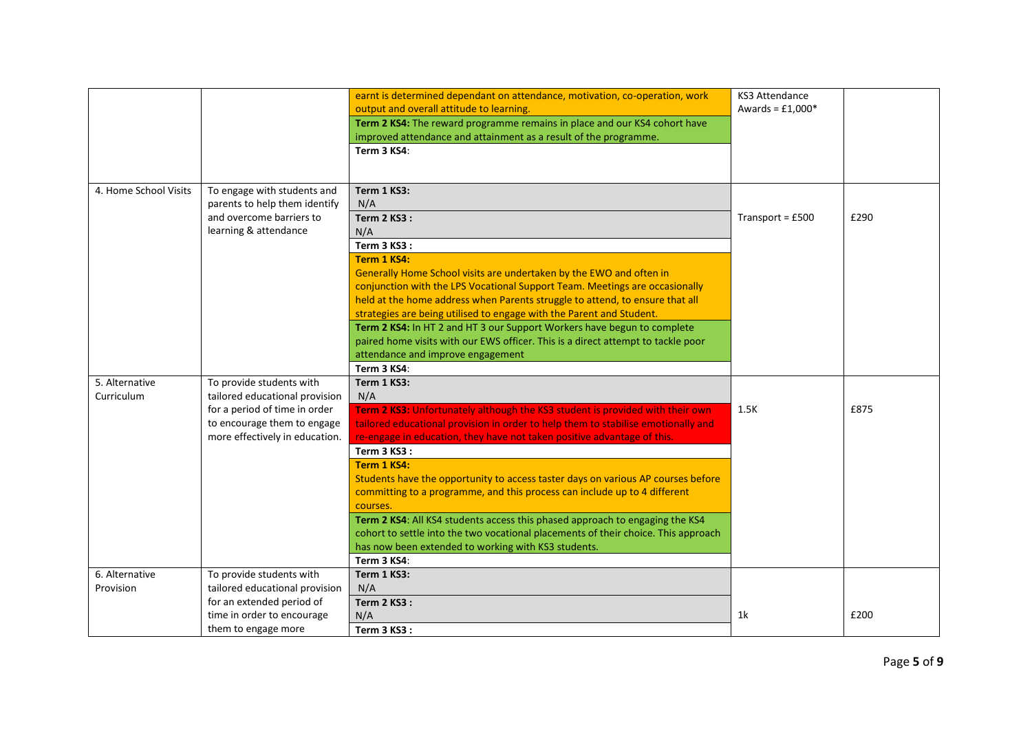| | | | | |
|---|---|---|---|---|
| | | earnt is determined dependant on attendance, motivation, co-operation, work output and overall attitude to learning.<br>**Term 2 KS4:** The reward programme remains in place and our KS4 cohort have improved attendance and attainment as a result of the programme.<br>**Term 3 KS4**: | KS3 Attendance Awards = £1,000* | |
| 4. Home School Visits | To engage with students and parents to help them identify and overcome barriers to learning & attendance | **Term 1 KS3:**<br>N/A<br>**Term 2 KS3 :**<br>N/A<br>**Term 3 KS3 :**<br>**Term 1 KS4:**<br>Generally Home School visits are undertaken by the EWO and often in conjunction with the LPS Vocational Support Team. Meetings are occasionally held at the home address when Parents struggle to attend, to ensure that all strategies are being utilised to engage with the Parent and Student.<br>**Term 2 KS4:** In HT 2 and HT 3 our Support Workers have begun to complete paired home visits with our EWS officer. This is a direct attempt to tackle poor attendance and improve engagement<br>**Term 3 KS4**: | Transport = £500 | £290 |
| 5. Alternative Curriculum | To provide students with tailored educational provision for a period of time in order to encourage them to engage more effectively in education. | **Term 1 KS3:**<br>N/A<br>**Term 2 KS3**: Unfortunately although the KS3 student is provided with their own tailored educational provision in order to help them to stabilise emotionally and re-engage in education, they have not taken positive advantage of this.<br>**Term 3 KS3 :**<br>**Term 1 KS4:**<br>Students have the opportunity to access taster days on various AP courses before committing to a programme, and this process can include up to 4 different courses.<br>**Term 2 KS4**: All KS4 students access this phased approach to engaging the KS4 cohort to settle into the two vocational placements of their choice. This approach has now been extended to working with KS3 students.<br>**Term 3 KS4**: | 1.5K | £875 |
| 6. Alternative Provision | To provide students with tailored educational provision for an extended period of time in order to encourage them to engage more | **Term 1 KS3:**<br>N/A<br>**Term 2 KS3 :**<br>N/A<br>**Term 3 KS3 :** | 1k | £200 |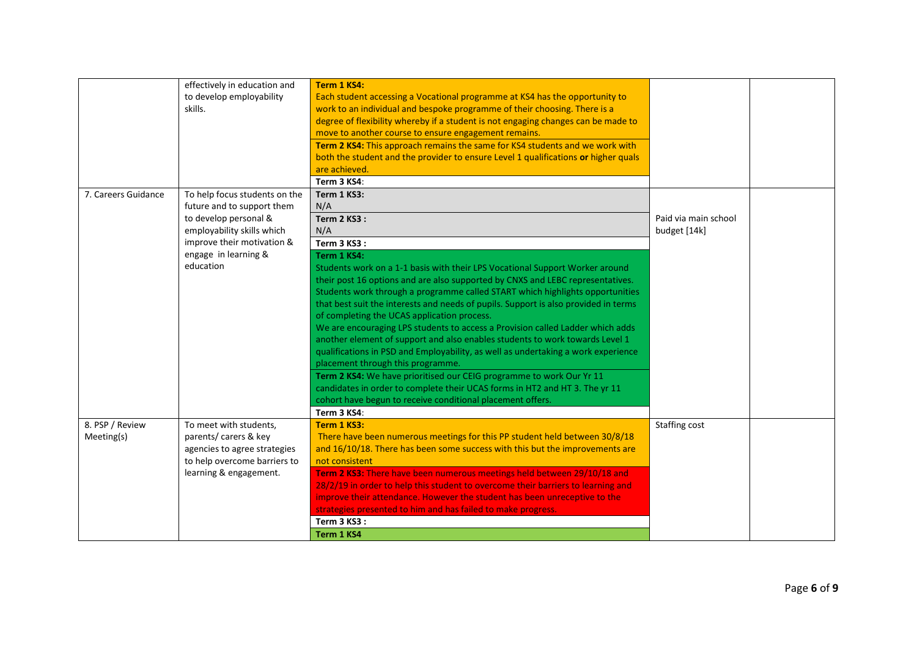| | | | | |
|---|---|---|---|---|
| | effectively in education and to develop employability skills. | **Term 1 KS4:** Each student accessing a Vocational programme at KS4 has the opportunity to work to an individual and bespoke programme of their choosing. There is a degree of flexibility whereby if a student is not engaging changes can be made to move to another course to ensure engagement remains.<br>**Term 2 KS4:** This approach remains the same for KS4 students and we work with both the student and the provider to ensure Level 1 qualifications **or** higher quals are achieved.<br>**Term 3 KS4**: | | |
| 7. Careers Guidance | To help focus students on the future and to support them to develop personal & employability skills which improve their motivation & engage in learning & education | **Term 1 KS3:** N/A<br>**Term 2 KS3 :** N/A<br>**Term 3 KS3 :**<br>**Term 1 KS4:** Students work on a 1-1 basis with their LPS Vocational Support Worker around their post 16 options and are also supported by CNXS and LEBC representatives. Students work through a programme called START which highlights opportunities that best suit the interests and needs of pupils. Support is also provided in terms of completing the UCAS application process.<br>We are encouraging LPS students to access a Provision called Ladder which adds another element of support and also enables students to work towards Level 1 qualifications in PSD and Employability, as well as undertaking a work experience placement through this programme.<br>**Term 2 KS4:** We have prioritised our CEIG programme to work Our Yr 11 candidates in order to complete their UCAS forms in HT2 and HT 3. The yr 11 cohort have begun to receive conditional placement offers.<br>**Term 3 KS4**: | Paid via main school budget [14k] | |
| 8. PSP / Review Meeting(s) | To meet with students, parents/ carers & key agencies to agree strategies to help overcome barriers to learning & engagement. | **Term 1 KS3:** There have been numerous meetings for this PP student held between 30/8/18 and 16/10/18. There has been some success with this but the improvements are not consistent<br>**Term 2 KS3:** There have been numerous meetings held between 29/10/18 and 28/2/19 in order to help this student to overcome their barriers to learning and improve their attendance. However the student has been unreceptive to the strategies presented to him and has failed to make progress.<br>**Term 3 KS3 :**<br>**Term 1 KS4** | Staffing cost | |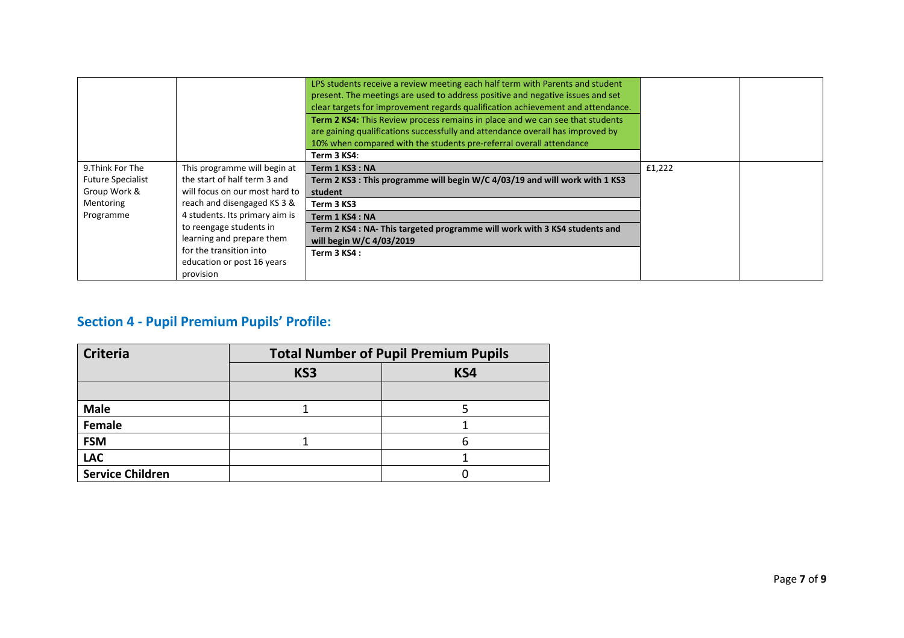|  |  |  |  |  |
|---|---|---|---|---|
|  |  | LPS students receive a review meeting each half term with Parents and student present. The meetings are used to address positive and negative issues and set clear targets for improvement regards qualification achievement and attendance.<br>**Term 2 KS4:** This Review process remains in place and we can see that students are gaining qualifications successfully and attendance overall has improved by 10% when compared with the students pre-referral overall attendance<br>**Term 3 KS4**: |  |  |
| 9.Think For The Future Specialist Group Work & Mentoring Programme | This programme will begin at the start of half term 3 and will focus on our most hard to reach and disengaged KS 3 & 4 students. Its primary aim is to reengage students in learning and prepare them for the transition into education or post 16 years provision | **Term 1 KS3 : NA**<br>**Term 2 KS3 : This programme will begin W/C 4/03/19 and will work with 1 KS3 student**<br>**Term 3 KS3**<br>**Term 1 KS4 : NA**<br>**Term 2 KS4 : NA- This targeted programme will work with 3 KS4 students and will begin W/C 4/03/2019**<br>**Term 3 KS4 :** | £1,222 |  |

## Section 4 - Pupil Premium Pupils' Profile:

| Criteria | Total Number of Pupil Premium Pupils | |
|---|---|---|
| | KS3 | KS4 |
| | | |
| **Male** | 1 | 5 |
| **Female** | | 1 |
| **FSM** | 1 | 6 |
| **LAC** | | 1 |
| **Service Children** | | 0 |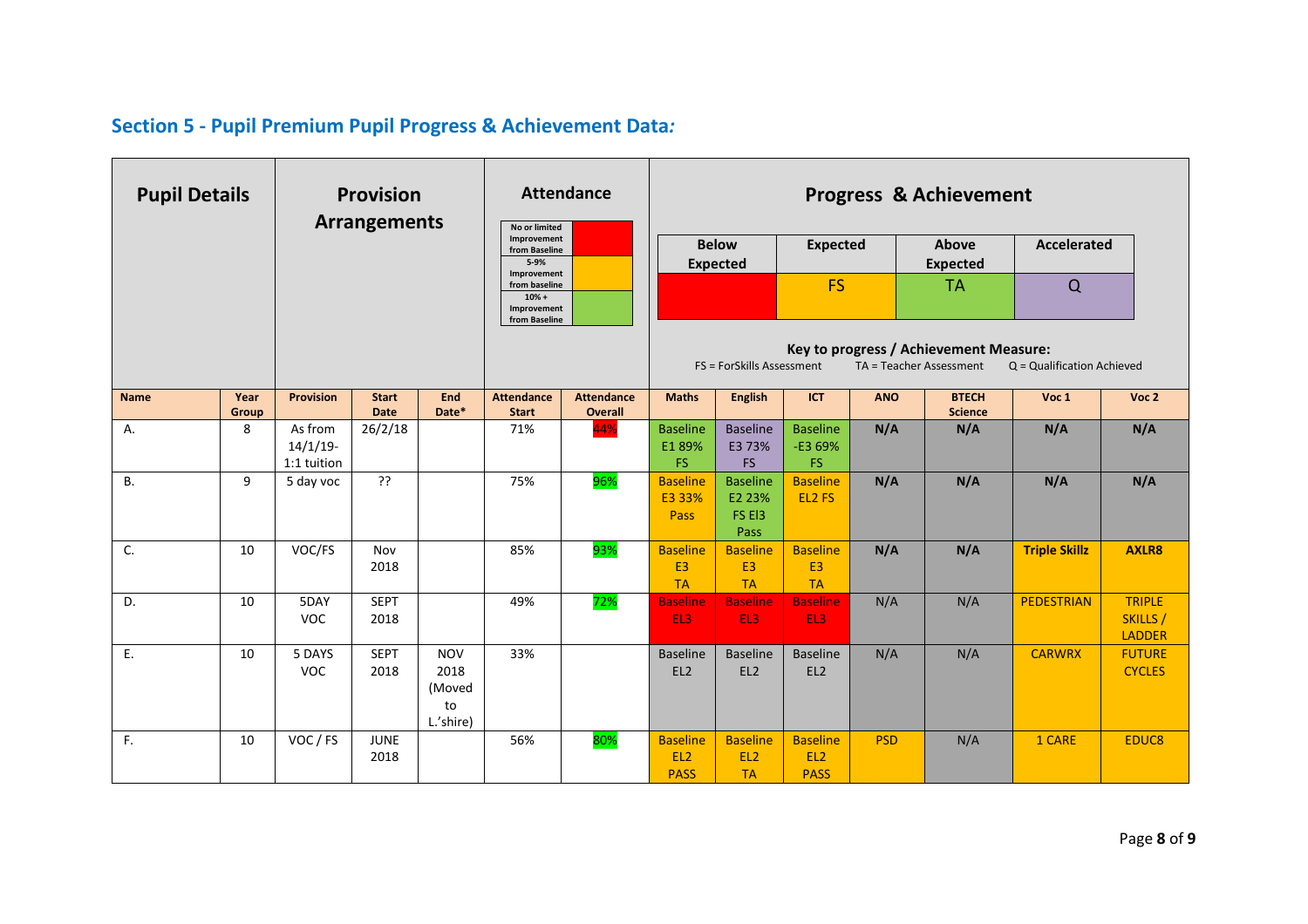## Section 5 - Pupil Premium Pupil Progress & Achievement Data*:*

**Attendance key:**

| Key | Colour |
|---|---|
| No or limited Improvement from Baseline | Red |
| 5-9% Improvement from baseline | Amber |
| 10% + Improvement from Baseline | Green |

**Progress & Achievement key:**

| Below Expected | Expected | Above Expected | Accelerated |
|---|---|---|---|
| | FS | TA | Q |

**Key to progress / Achievement Measure:**

FS = ForSkills Assessment TA = Teacher Assessment Q = Qualification Achieved

| Pupil Details | | Provision Arrangements | | | Attendance | | Progress & Achievement | | | | | | |
|---|---|---|---|---|---|---|---|---|---|---|---|---|---|
| **Name** | **Year Group** | **Provision** | **Start Date** | **End Date*** | **Attendance Start** | **Attendance Overall** | **Maths** | **English** | **ICT** | **ANO** | **BTECH Science** | **Voc 1** | **Voc 2** |
| A. | 8 | As from 14/1/19- 1:1 tuition | 26/2/18 | | 71% | 44% | Baseline E1 89% FS | Baseline E3 73% FS | Baseline -E3 69% FS | **N/A** | **N/A** | **N/A** | **N/A** |
| B. | 9 | 5 day voc | ?? | | 75% | 96% | Baseline E3 33% Pass | Baseline E2 23% FS El3 Pass | Baseline EL2 FS | **N/A** | **N/A** | **N/A** | **N/A** |
| C. | 10 | VOC/FS | Nov 2018 | | 85% | 93% | Baseline E3 TA | Baseline E3 TA | Baseline E3 TA | **N/A** | **N/A** | **Triple Skillz** | **AXLR8** |
| D. | 10 | 5DAY VOC | SEPT 2018 | | 49% | 72% | Baseline EL3 | Baseline EL3 | Baseline EL3 | N/A | N/A | PEDESTRIAN | TRIPLE SKILLS / LADDER |
| E. | 10 | 5 DAYS VOC | SEPT 2018 | NOV 2018 (Moved to L.'shire) | 33% | | Baseline EL2 | Baseline EL2 | Baseline EL2 | N/A | N/A | CARWRX | FUTURE CYCLES |
| F. | 10 | VOC / FS | JUNE 2018 | | 56% | 80% | Baseline EL2 PASS | Baseline EL2 TA | Baseline EL2 PASS | PSD | N/A | 1 CARE | EDUC8 |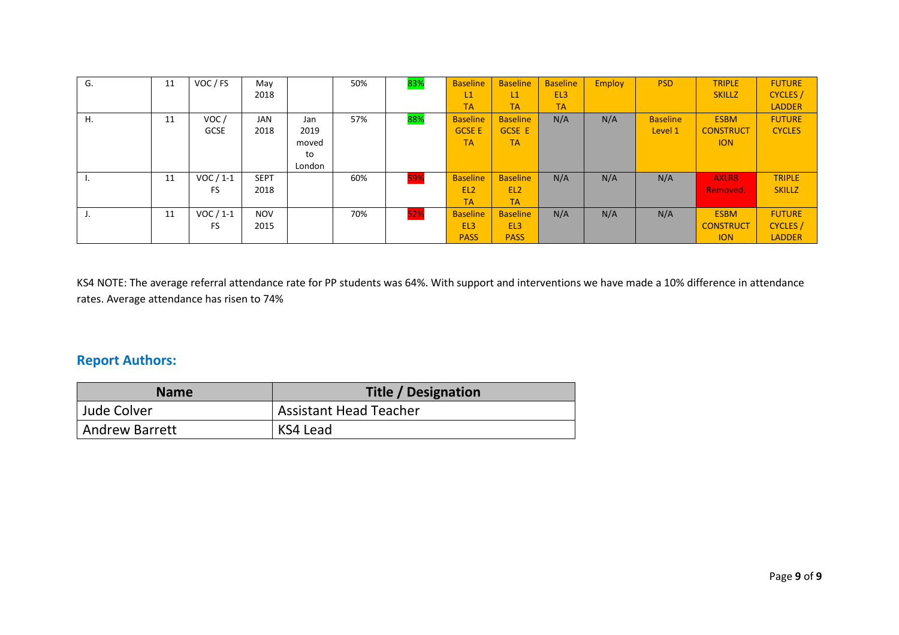| | | | | | | | | | | | | | |
|---|---|---|---|---|---|---|---|---|---|---|---|---|---|
| G. | 11 | VOC / FS | May 2018 | | 50% | 83% | Baseline L1 TA | Baseline L1 TA | Baseline EL3 TA | Employ | PSD | TRIPLE SKILLZ | FUTURE CYCLES / LADDER |
| H. | 11 | VOC / GCSE | JAN 2018 | Jan 2019 moved to London | 57% | 88% | Baseline GCSE E TA | Baseline GCSE E TA | N/A | N/A | Baseline Level 1 | ESBM CONSTRUCTION | FUTURE CYCLES |
| I. | 11 | VOC / 1-1 FS | SEPT 2018 | | 60% | 59% | Baseline EL2 TA | Baseline EL2 TA | N/A | N/A | N/A | AXLR8 Removed. | TRIPLE SKILLZ |
| J. | 11 | VOC / 1-1 FS | NOV 2015 | | 70% | 52% | Baseline EL3 PASS | Baseline EL3 PASS | N/A | N/A | N/A | ESBM CONSTRUCTION | FUTURE CYCLES / LADDER |

KS4 NOTE: The average referral attendance rate for PP students was 64%. With support and interventions we have made a 10% difference in attendance rates. Average attendance has risen to 74%

## Report Authors:

| Name | Title / Designation |
|---|---|
| Jude Colver | Assistant Head Teacher |
| Andrew Barrett | KS4 Lead |